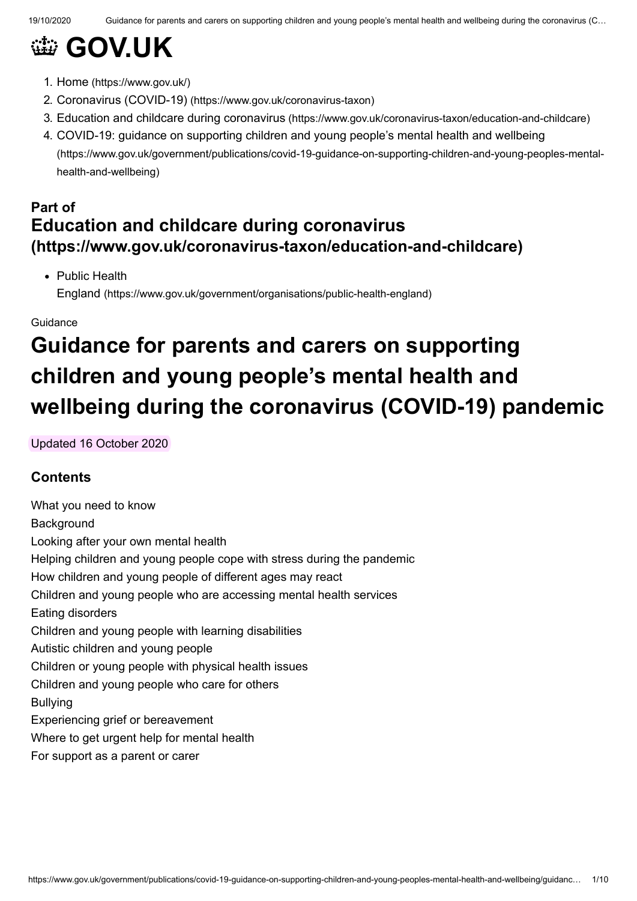# GOV.UK

1. Home (https://www.gov.uk/)
2. Coronavirus (COVID-19) (https://www.gov.uk/coronavirus-taxon)
3. Education and childcare during coronavirus (https://www.gov.uk/coronavirus-taxon/education-and-childcare)
4. COVID-19: guidance on supporting children and young people's mental health and wellbeing (https://www.gov.uk/government/publications/covid-19-guidance-on-supporting-children-and-young-peoples-mental-health-and-wellbeing)

**Part of**
**Education and childcare during coronavirus (https://www.gov.uk/coronavirus-taxon/education-and-childcare)**

- Public Health England (https://www.gov.uk/government/organisations/public-health-england)

Guidance

# Guidance for parents and carers on supporting children and young people's mental health and wellbeing during the coronavirus (COVID-19) pandemic

Updated 16 October 2020

## Contents

What you need to know
Background
Looking after your own mental health
Helping children and young people cope with stress during the pandemic
How children and young people of different ages may react
Children and young people who are accessing mental health services
Eating disorders
Children and young people with learning disabilities
Autistic children and young people
Children or young people with physical health issues
Children and young people who care for others
Bullying
Experiencing grief or bereavement
Where to get urgent help for mental health
For support as a parent or carer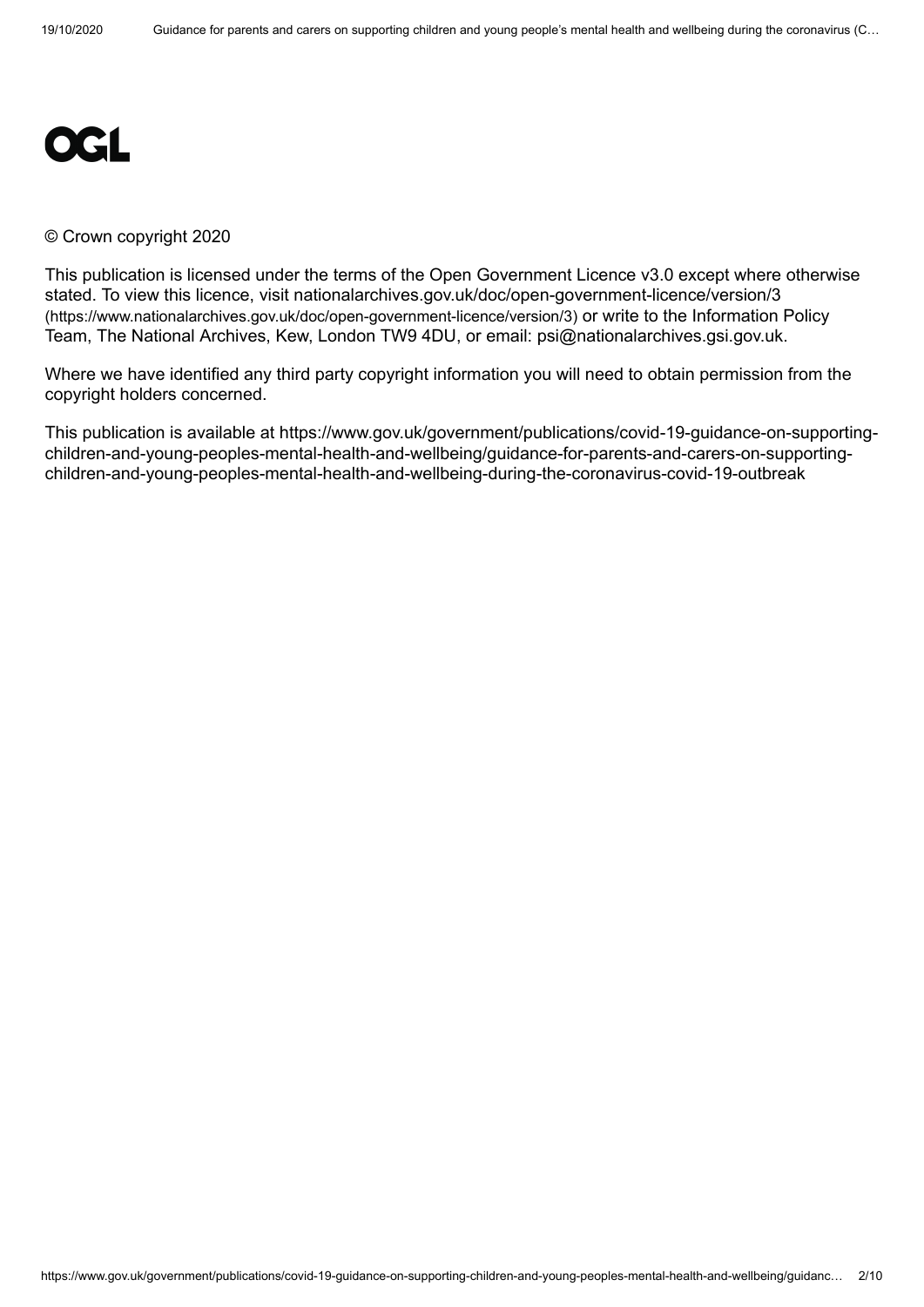OGL

© Crown copyright 2020

This publication is licensed under the terms of the Open Government Licence v3.0 except where otherwise stated. To view this licence, visit nationalarchives.gov.uk/doc/open-government-licence/version/3 (https://www.nationalarchives.gov.uk/doc/open-government-licence/version/3) or write to the Information Policy Team, The National Archives, Kew, London TW9 4DU, or email: psi@nationalarchives.gsi.gov.uk.

Where we have identified any third party copyright information you will need to obtain permission from the copyright holders concerned.

This publication is available at https://www.gov.uk/government/publications/covid-19-guidance-on-supporting-children-and-young-peoples-mental-health-and-wellbeing/guidance-for-parents-and-carers-on-supporting-children-and-young-peoples-mental-health-and-wellbeing-during-the-coronavirus-covid-19-outbreak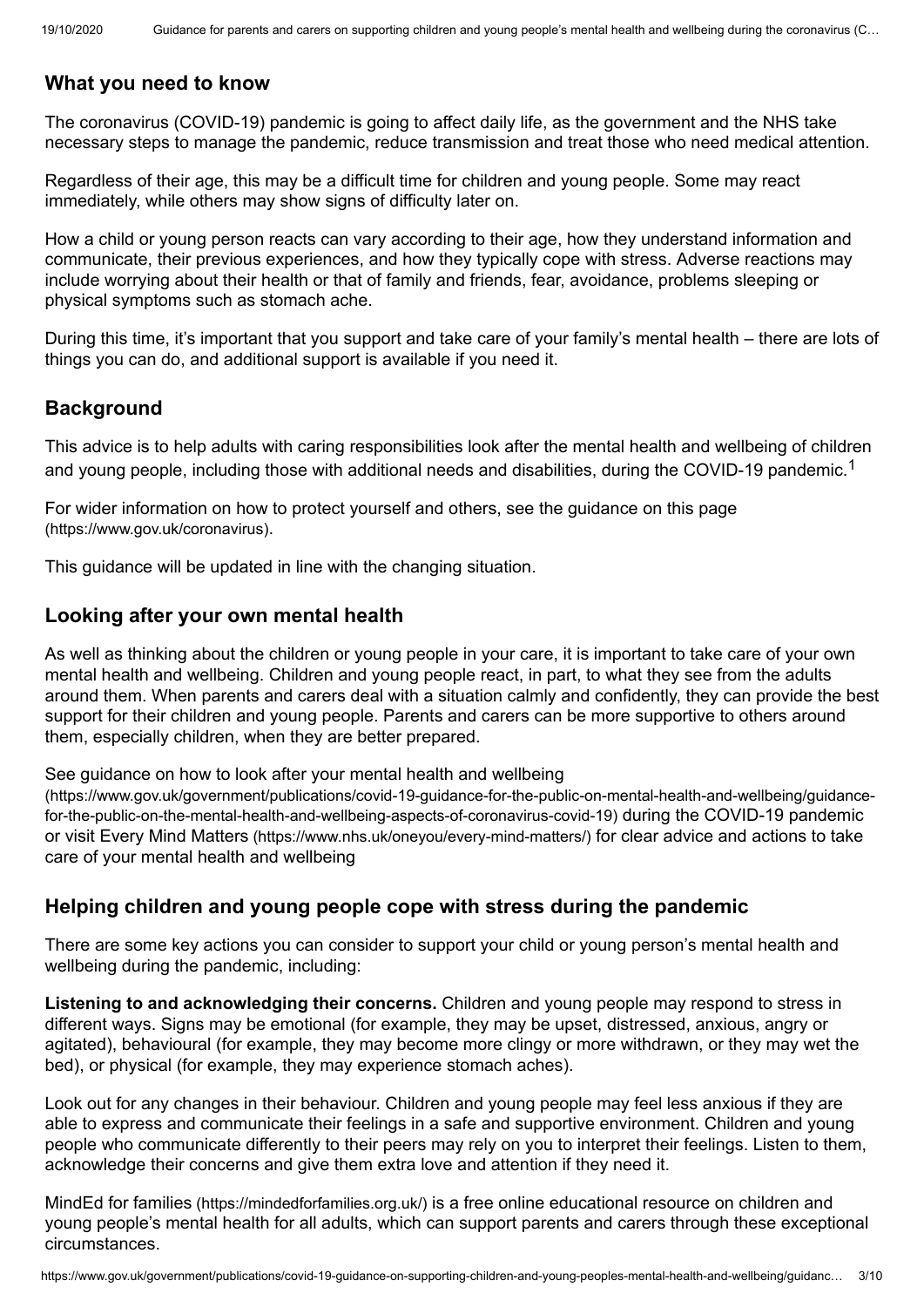## What you need to know

The coronavirus (COVID-19) pandemic is going to affect daily life, as the government and the NHS take necessary steps to manage the pandemic, reduce transmission and treat those who need medical attention.

Regardless of their age, this may be a difficult time for children and young people. Some may react immediately, while others may show signs of difficulty later on.

How a child or young person reacts can vary according to their age, how they understand information and communicate, their previous experiences, and how they typically cope with stress. Adverse reactions may include worrying about their health or that of family and friends, fear, avoidance, problems sleeping or physical symptoms such as stomach ache.

During this time, it's important that you support and take care of your family's mental health – there are lots of things you can do, and additional support is available if you need it.

## Background

This advice is to help adults with caring responsibilities look after the mental health and wellbeing of children and young people, including those with additional needs and disabilities, during the COVID-19 pandemic.[1]

For wider information on how to protect yourself and others, see the guidance on this page (https://www.gov.uk/coronavirus).

This guidance will be updated in line with the changing situation.

## Looking after your own mental health

As well as thinking about the children or young people in your care, it is important to take care of your own mental health and wellbeing. Children and young people react, in part, to what they see from the adults around them. When parents and carers deal with a situation calmly and confidently, they can provide the best support for their children and young people. Parents and carers can be more supportive to others around them, especially children, when they are better prepared.

See guidance on how to look after your mental health and wellbeing (https://www.gov.uk/government/publications/covid-19-guidance-for-the-public-on-mental-health-and-wellbeing/guidance-for-the-public-on-the-mental-health-and-wellbeing-aspects-of-coronavirus-covid-19) during the COVID-19 pandemic or visit Every Mind Matters (https://www.nhs.uk/oneyou/every-mind-matters/) for clear advice and actions to take care of your mental health and wellbeing

## Helping children and young people cope with stress during the pandemic

There are some key actions you can consider to support your child or young person's mental health and wellbeing during the pandemic, including:

**Listening to and acknowledging their concerns.** Children and young people may respond to stress in different ways. Signs may be emotional (for example, they may be upset, distressed, anxious, angry or agitated), behavioural (for example, they may become more clingy or more withdrawn, or they may wet the bed), or physical (for example, they may experience stomach aches).

Look out for any changes in their behaviour. Children and young people may feel less anxious if they are able to express and communicate their feelings in a safe and supportive environment. Children and young people who communicate differently to their peers may rely on you to interpret their feelings. Listen to them, acknowledge their concerns and give them extra love and attention if they need it.

MindEd for families (https://mindedforfamilies.org.uk/) is a free online educational resource on children and young people's mental health for all adults, which can support parents and carers through these exceptional circumstances.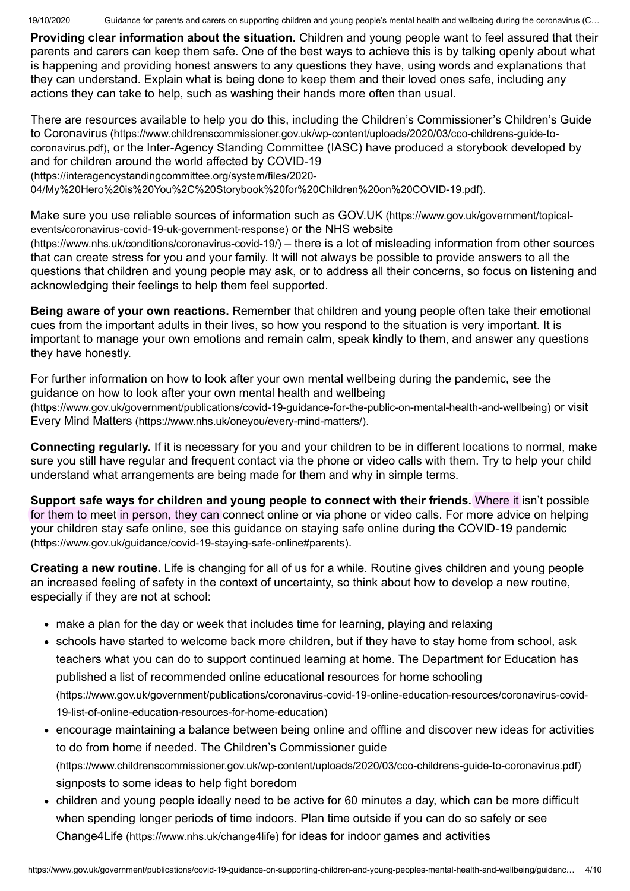**Providing clear information about the situation.** Children and young people want to feel assured that their parents and carers can keep them safe. One of the best ways to achieve this is by talking openly about what is happening and providing honest answers to any questions they have, using words and explanations that they can understand. Explain what is being done to keep them and their loved ones safe, including any actions they can take to help, such as washing their hands more often than usual.

There are resources available to help you do this, including the Children's Commissioner's Children's Guide to Coronavirus (https://www.childrenscommissioner.gov.uk/wp-content/uploads/2020/03/cco-childrens-guide-to-coronavirus.pdf), or the Inter-Agency Standing Committee (IASC) have produced a storybook developed by and for children around the world affected by COVID-19 (https://interagencystandingcommittee.org/system/files/2020-04/My%20Hero%20is%20You%2C%20Storybook%20for%20Children%20on%20COVID-19.pdf).

Make sure you use reliable sources of information such as GOV.UK (https://www.gov.uk/government/topical-events/coronavirus-covid-19-uk-government-response) or the NHS website (https://www.nhs.uk/conditions/coronavirus-covid-19/) – there is a lot of misleading information from other sources that can create stress for you and your family. It will not always be possible to provide answers to all the questions that children and young people may ask, or to address all their concerns, so focus on listening and acknowledging their feelings to help them feel supported.

**Being aware of your own reactions.** Remember that children and young people often take their emotional cues from the important adults in their lives, so how you respond to the situation is very important. It is important to manage your own emotions and remain calm, speak kindly to them, and answer any questions they have honestly.

For further information on how to look after your own mental wellbeing during the pandemic, see the guidance on how to look after your own mental health and wellbeing (https://www.gov.uk/government/publications/covid-19-guidance-for-the-public-on-mental-health-and-wellbeing) or visit Every Mind Matters (https://www.nhs.uk/oneyou/every-mind-matters/).

**Connecting regularly.** If it is necessary for you and your children to be in different locations to normal, make sure you still have regular and frequent contact via the phone or video calls with them. Try to help your child understand what arrangements are being made for them and why in simple terms.

**Support safe ways for children and young people to connect with their friends.** Where it isn't possible for them to meet in person, they can connect online or via phone or video calls. For more advice on helping your children stay safe online, see this guidance on staying safe online during the COVID-19 pandemic (https://www.gov.uk/guidance/covid-19-staying-safe-online#parents).

**Creating a new routine.** Life is changing for all of us for a while. Routine gives children and young people an increased feeling of safety in the context of uncertainty, so think about how to develop a new routine, especially if they are not at school:

- make a plan for the day or week that includes time for learning, playing and relaxing
- schools have started to welcome back more children, but if they have to stay home from school, ask teachers what you can do to support continued learning at home. The Department for Education has published a list of recommended online educational resources for home schooling (https://www.gov.uk/government/publications/coronavirus-covid-19-online-education-resources/coronavirus-covid-19-list-of-online-education-resources-for-home-education)
- encourage maintaining a balance between being online and offline and discover new ideas for activities to do from home if needed. The Children's Commissioner guide (https://www.childrenscommissioner.gov.uk/wp-content/uploads/2020/03/cco-childrens-guide-to-coronavirus.pdf) signposts to some ideas to help fight boredom
- children and young people ideally need to be active for 60 minutes a day, which can be more difficult when spending longer periods of time indoors. Plan time outside if you can do so safely or see Change4Life (https://www.nhs.uk/change4life) for ideas for indoor games and activities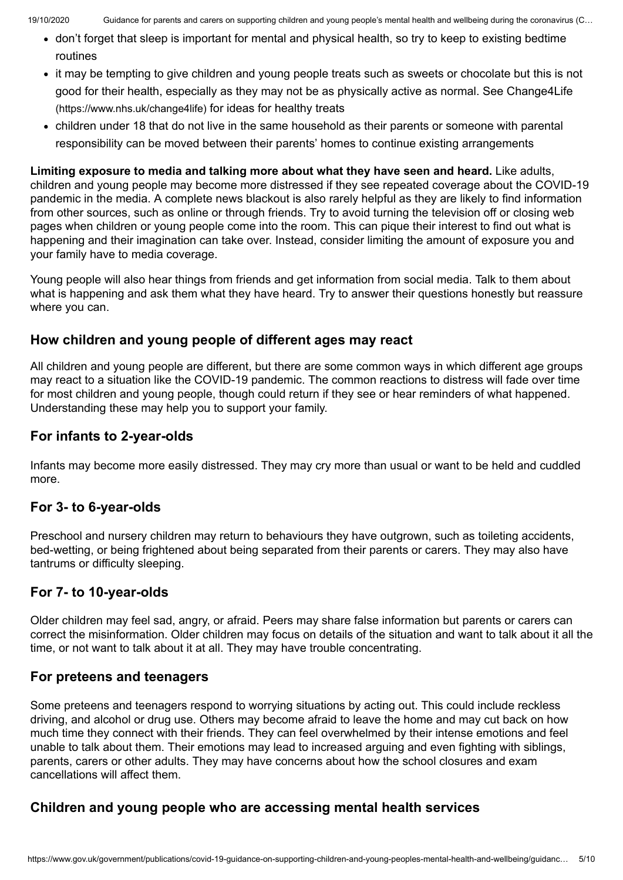- don't forget that sleep is important for mental and physical health, so try to keep to existing bedtime routines
- it may be tempting to give children and young people treats such as sweets or chocolate but this is not good for their health, especially as they may not be as physically active as normal. See Change4Life (https://www.nhs.uk/change4life) for ideas for healthy treats
- children under 18 that do not live in the same household as their parents or someone with parental responsibility can be moved between their parents' homes to continue existing arrangements

**Limiting exposure to media and talking more about what they have seen and heard.** Like adults, children and young people may become more distressed if they see repeated coverage about the COVID-19 pandemic in the media. A complete news blackout is also rarely helpful as they are likely to find information from other sources, such as online or through friends. Try to avoid turning the television off or closing web pages when children or young people come into the room. This can pique their interest to find out what is happening and their imagination can take over. Instead, consider limiting the amount of exposure you and your family have to media coverage.

Young people will also hear things from friends and get information from social media. Talk to them about what is happening and ask them what they have heard. Try to answer their questions honestly but reassure where you can.

## How children and young people of different ages may react

All children and young people are different, but there are some common ways in which different age groups may react to a situation like the COVID-19 pandemic. The common reactions to distress will fade over time for most children and young people, though could return if they see or hear reminders of what happened. Understanding these may help you to support your family.

## For infants to 2-year-olds

Infants may become more easily distressed. They may cry more than usual or want to be held and cuddled more.

## For 3- to 6-year-olds

Preschool and nursery children may return to behaviours they have outgrown, such as toileting accidents, bed-wetting, or being frightened about being separated from their parents or carers. They may also have tantrums or difficulty sleeping.

## For 7- to 10-year-olds

Older children may feel sad, angry, or afraid. Peers may share false information but parents or carers can correct the misinformation. Older children may focus on details of the situation and want to talk about it all the time, or not want to talk about it at all. They may have trouble concentrating.

## For preteens and teenagers

Some preteens and teenagers respond to worrying situations by acting out. This could include reckless driving, and alcohol or drug use. Others may become afraid to leave the home and may cut back on how much time they connect with their friends. They can feel overwhelmed by their intense emotions and feel unable to talk about them. Their emotions may lead to increased arguing and even fighting with siblings, parents, carers or other adults. They may have concerns about how the school closures and exam cancellations will affect them.

## Children and young people who are accessing mental health services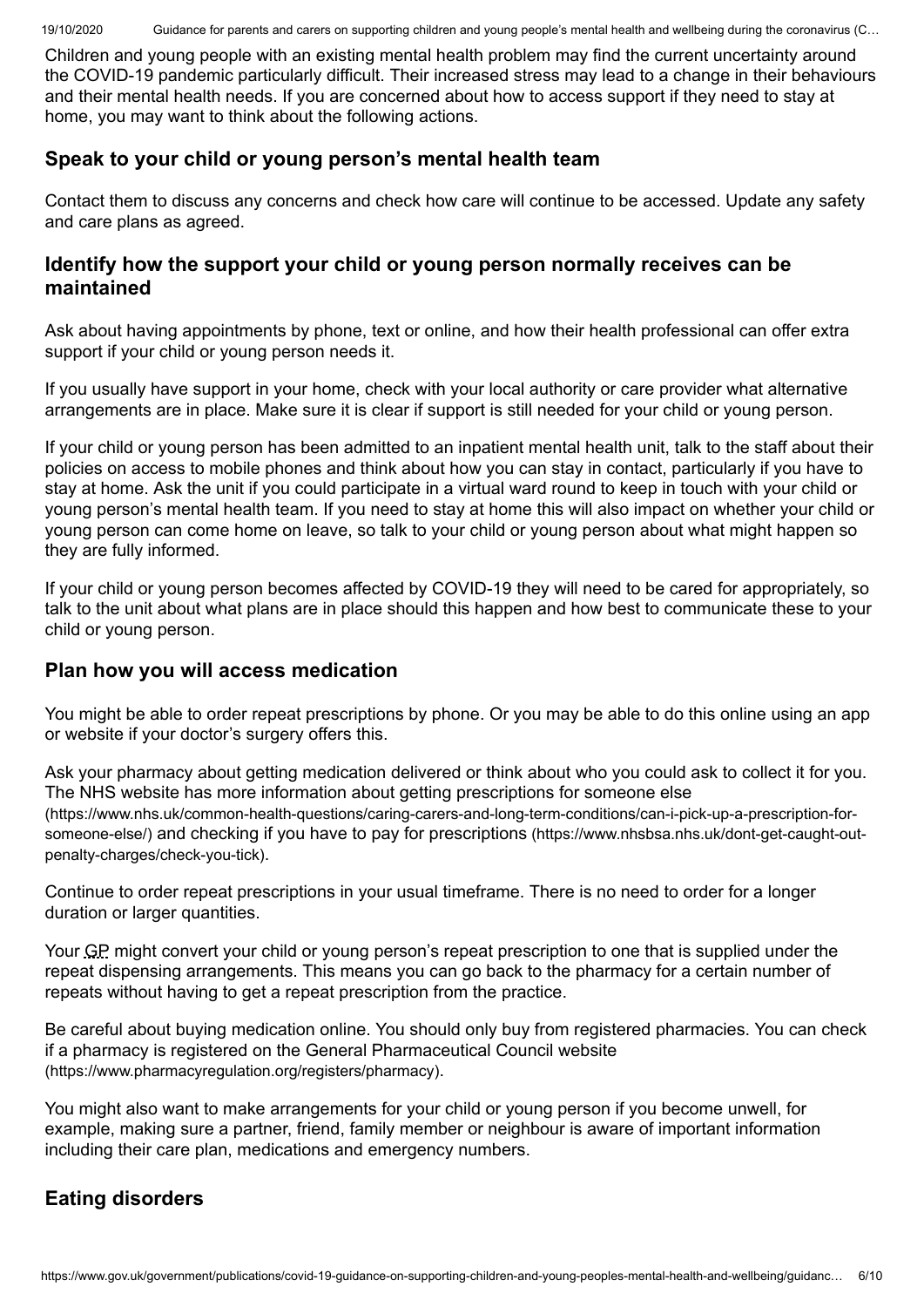Children and young people with an existing mental health problem may find the current uncertainty around the COVID-19 pandemic particularly difficult. Their increased stress may lead to a change in their behaviours and their mental health needs. If you are concerned about how to access support if they need to stay at home, you may want to think about the following actions.

### Speak to your child or young person's mental health team

Contact them to discuss any concerns and check how care will continue to be accessed. Update any safety and care plans as agreed.

### Identify how the support your child or young person normally receives can be maintained

Ask about having appointments by phone, text or online, and how their health professional can offer extra support if your child or young person needs it.

If you usually have support in your home, check with your local authority or care provider what alternative arrangements are in place. Make sure it is clear if support is still needed for your child or young person.

If your child or young person has been admitted to an inpatient mental health unit, talk to the staff about their policies on access to mobile phones and think about how you can stay in contact, particularly if you have to stay at home. Ask the unit if you could participate in a virtual ward round to keep in touch with your child or young person's mental health team. If you need to stay at home this will also impact on whether your child or young person can come home on leave, so talk to your child or young person about what might happen so they are fully informed.

If your child or young person becomes affected by COVID-19 they will need to be cared for appropriately, so talk to the unit about what plans are in place should this happen and how best to communicate these to your child or young person.

### Plan how you will access medication

You might be able to order repeat prescriptions by phone. Or you may be able to do this online using an app or website if your doctor's surgery offers this.

Ask your pharmacy about getting medication delivered or think about who you could ask to collect it for you. The NHS website has more information about getting prescriptions for someone else (https://www.nhs.uk/common-health-questions/caring-carers-and-long-term-conditions/can-i-pick-up-a-prescription-for-someone-else/) and checking if you have to pay for prescriptions (https://www.nhsbsa.nhs.uk/dont-get-caught-out-penalty-charges/check-you-tick).

Continue to order repeat prescriptions in your usual timeframe. There is no need to order for a longer duration or larger quantities.

Your GP might convert your child or young person's repeat prescription to one that is supplied under the repeat dispensing arrangements. This means you can go back to the pharmacy for a certain number of repeats without having to get a repeat prescription from the practice.

Be careful about buying medication online. You should only buy from registered pharmacies. You can check if a pharmacy is registered on the General Pharmaceutical Council website (https://www.pharmacyregulation.org/registers/pharmacy).

You might also want to make arrangements for your child or young person if you become unwell, for example, making sure a partner, friend, family member or neighbour is aware of important information including their care plan, medications and emergency numbers.

## Eating disorders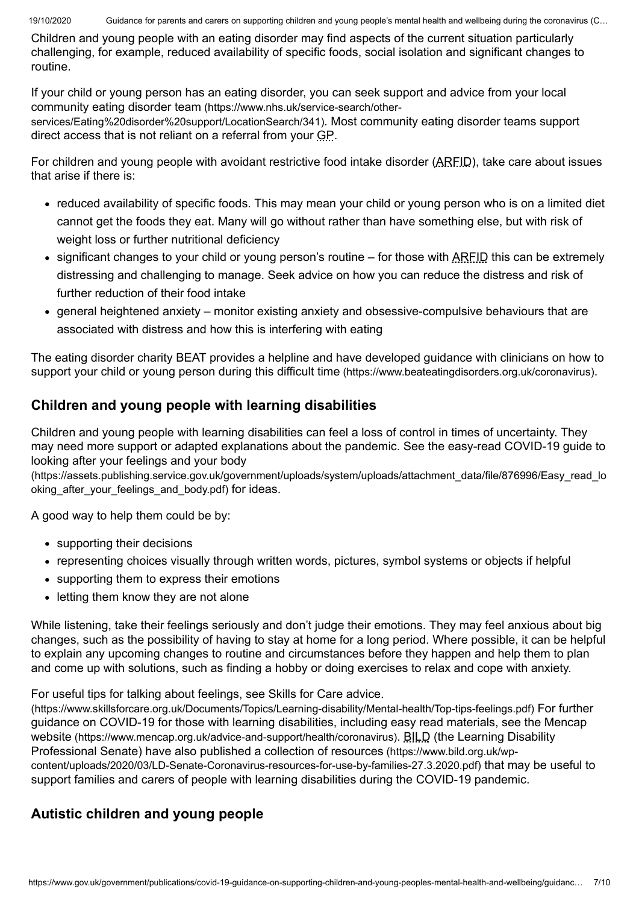Children and young people with an eating disorder may find aspects of the current situation particularly challenging, for example, reduced availability of specific foods, social isolation and significant changes to routine.

If your child or young person has an eating disorder, you can seek support and advice from your local community eating disorder team (https://www.nhs.uk/service-search/other-services/Eating%20disorder%20support/LocationSearch/341). Most community eating disorder teams support direct access that is not reliant on a referral from your GP.

For children and young people with avoidant restrictive food intake disorder (ARFID), take care about issues that arise if there is:

- reduced availability of specific foods. This may mean your child or young person who is on a limited diet cannot get the foods they eat. Many will go without rather than have something else, but with risk of weight loss or further nutritional deficiency
- significant changes to your child or young person's routine – for those with ARFID this can be extremely distressing and challenging to manage. Seek advice on how you can reduce the distress and risk of further reduction of their food intake
- general heightened anxiety – monitor existing anxiety and obsessive-compulsive behaviours that are associated with distress and how this is interfering with eating

The eating disorder charity BEAT provides a helpline and have developed guidance with clinicians on how to support your child or young person during this difficult time (https://www.beateatingdisorders.org.uk/coronavirus).

## Children and young people with learning disabilities

Children and young people with learning disabilities can feel a loss of control in times of uncertainty. They may need more support or adapted explanations about the pandemic. See the easy-read COVID-19 guide to looking after your feelings and your body (https://assets.publishing.service.gov.uk/government/uploads/system/uploads/attachment_data/file/876996/Easy_read_looking_after_your_feelings_and_body.pdf) for ideas.

A good way to help them could be by:

- supporting their decisions
- representing choices visually through written words, pictures, symbol systems or objects if helpful
- supporting them to express their emotions
- letting them know they are not alone

While listening, take their feelings seriously and don't judge their emotions. They may feel anxious about big changes, such as the possibility of having to stay at home for a long period. Where possible, it can be helpful to explain any upcoming changes to routine and circumstances before they happen and help them to plan and come up with solutions, such as finding a hobby or doing exercises to relax and cope with anxiety.

For useful tips for talking about feelings, see Skills for Care advice. (https://www.skillsforcare.org.uk/Documents/Topics/Learning-disability/Mental-health/Top-tips-feelings.pdf) For further guidance on COVID-19 for those with learning disabilities, including easy read materials, see the Mencap website (https://www.mencap.org.uk/advice-and-support/health/coronavirus). BILD (the Learning Disability Professional Senate) have also published a collection of resources (https://www.bild.org.uk/wp-content/uploads/2020/03/LD-Senate-Coronavirus-resources-for-use-by-families-27.3.2020.pdf) that may be useful to support families and carers of people with learning disabilities during the COVID-19 pandemic.

## Autistic children and young people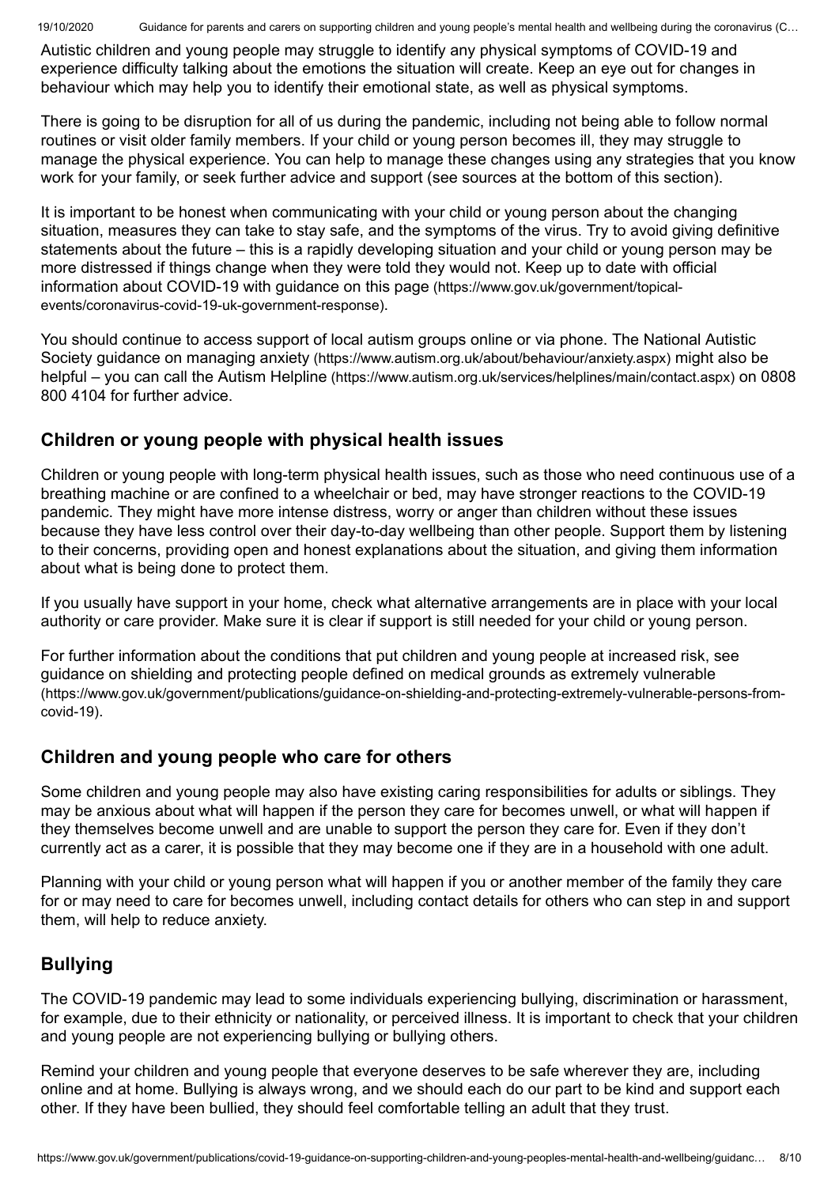Autistic children and young people may struggle to identify any physical symptoms of COVID-19 and experience difficulty talking about the emotions the situation will create. Keep an eye out for changes in behaviour which may help you to identify their emotional state, as well as physical symptoms.

There is going to be disruption for all of us during the pandemic, including not being able to follow normal routines or visit older family members. If your child or young person becomes ill, they may struggle to manage the physical experience. You can help to manage these changes using any strategies that you know work for your family, or seek further advice and support (see sources at the bottom of this section).

It is important to be honest when communicating with your child or young person about the changing situation, measures they can take to stay safe, and the symptoms of the virus. Try to avoid giving definitive statements about the future – this is a rapidly developing situation and your child or young person may be more distressed if things change when they were told they would not. Keep up to date with official information about COVID-19 with guidance on this page (https://www.gov.uk/government/topical-events/coronavirus-covid-19-uk-government-response).

You should continue to access support of local autism groups online or via phone. The National Autistic Society guidance on managing anxiety (https://www.autism.org.uk/about/behaviour/anxiety.aspx) might also be helpful – you can call the Autism Helpline (https://www.autism.org.uk/services/helplines/main/contact.aspx) on 0808 800 4104 for further advice.

## Children or young people with physical health issues

Children or young people with long-term physical health issues, such as those who need continuous use of a breathing machine or are confined to a wheelchair or bed, may have stronger reactions to the COVID-19 pandemic. They might have more intense distress, worry or anger than children without these issues because they have less control over their day-to-day wellbeing than other people. Support them by listening to their concerns, providing open and honest explanations about the situation, and giving them information about what is being done to protect them.

If you usually have support in your home, check what alternative arrangements are in place with your local authority or care provider. Make sure it is clear if support is still needed for your child or young person.

For further information about the conditions that put children and young people at increased risk, see guidance on shielding and protecting people defined on medical grounds as extremely vulnerable (https://www.gov.uk/government/publications/guidance-on-shielding-and-protecting-extremely-vulnerable-persons-from-covid-19).

## Children and young people who care for others

Some children and young people may also have existing caring responsibilities for adults or siblings. They may be anxious about what will happen if the person they care for becomes unwell, or what will happen if they themselves become unwell and are unable to support the person they care for. Even if they don't currently act as a carer, it is possible that they may become one if they are in a household with one adult.

Planning with your child or young person what will happen if you or another member of the family they care for or may need to care for becomes unwell, including contact details for others who can step in and support them, will help to reduce anxiety.

## Bullying

The COVID-19 pandemic may lead to some individuals experiencing bullying, discrimination or harassment, for example, due to their ethnicity or nationality, or perceived illness. It is important to check that your children and young people are not experiencing bullying or bullying others.

Remind your children and young people that everyone deserves to be safe wherever they are, including online and at home. Bullying is always wrong, and we should each do our part to be kind and support each other. If they have been bullied, they should feel comfortable telling an adult that they trust.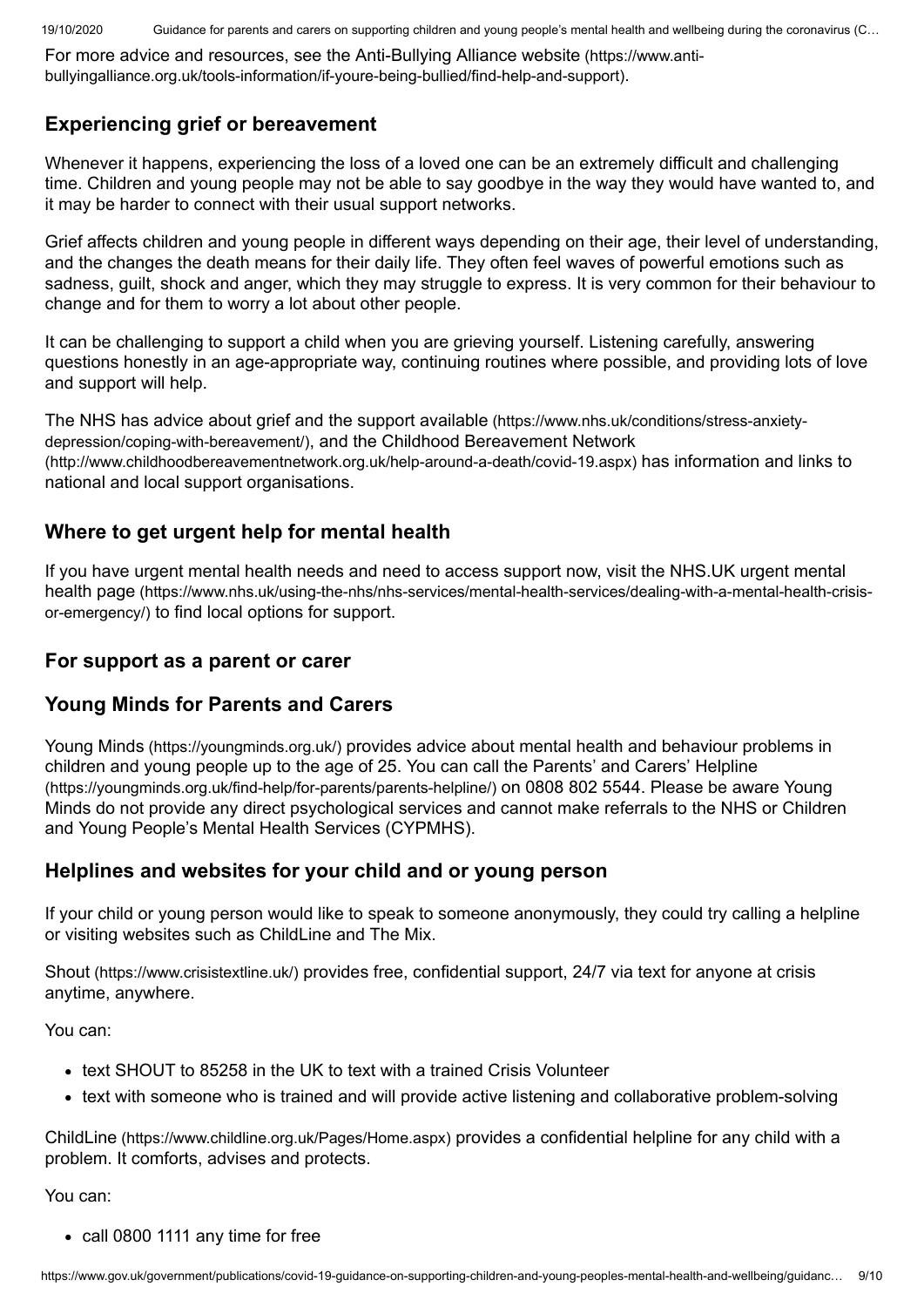For more advice and resources, see the Anti-Bullying Alliance website (https://www.anti-bullyingalliance.org.uk/tools-information/if-youre-being-bullied/find-help-and-support).

## Experiencing grief or bereavement

Whenever it happens, experiencing the loss of a loved one can be an extremely difficult and challenging time. Children and young people may not be able to say goodbye in the way they would have wanted to, and it may be harder to connect with their usual support networks.

Grief affects children and young people in different ways depending on their age, their level of understanding, and the changes the death means for their daily life. They often feel waves of powerful emotions such as sadness, guilt, shock and anger, which they may struggle to express. It is very common for their behaviour to change and for them to worry a lot about other people.

It can be challenging to support a child when you are grieving yourself. Listening carefully, answering questions honestly in an age-appropriate way, continuing routines where possible, and providing lots of love and support will help.

The NHS has advice about grief and the support available (https://www.nhs.uk/conditions/stress-anxiety-depression/coping-with-bereavement/), and the Childhood Bereavement Network (http://www.childhoodbereavementnetwork.org.uk/help-around-a-death/covid-19.aspx) has information and links to national and local support organisations.

## Where to get urgent help for mental health

If you have urgent mental health needs and need to access support now, visit the NHS.UK urgent mental health page (https://www.nhs.uk/using-the-nhs/nhs-services/mental-health-services/dealing-with-a-mental-health-crisis-or-emergency/) to find local options for support.

## For support as a parent or carer

## Young Minds for Parents and Carers

Young Minds (https://youngminds.org.uk/) provides advice about mental health and behaviour problems in children and young people up to the age of 25. You can call the Parents' and Carers' Helpline (https://youngminds.org.uk/find-help/for-parents/parents-helpline/) on 0808 802 5544. Please be aware Young Minds do not provide any direct psychological services and cannot make referrals to the NHS or Children and Young People's Mental Health Services (CYPMHS).

## Helplines and websites for your child and or young person

If your child or young person would like to speak to someone anonymously, they could try calling a helpline or visiting websites such as ChildLine and The Mix.

Shout (https://www.crisistextline.uk/) provides free, confidential support, 24/7 via text for anyone at crisis anytime, anywhere.

You can:

- text SHOUT to 85258 in the UK to text with a trained Crisis Volunteer
- text with someone who is trained and will provide active listening and collaborative problem-solving

ChildLine (https://www.childline.org.uk/Pages/Home.aspx) provides a confidential helpline for any child with a problem. It comforts, advises and protects.

You can:

- call 0800 1111 any time for free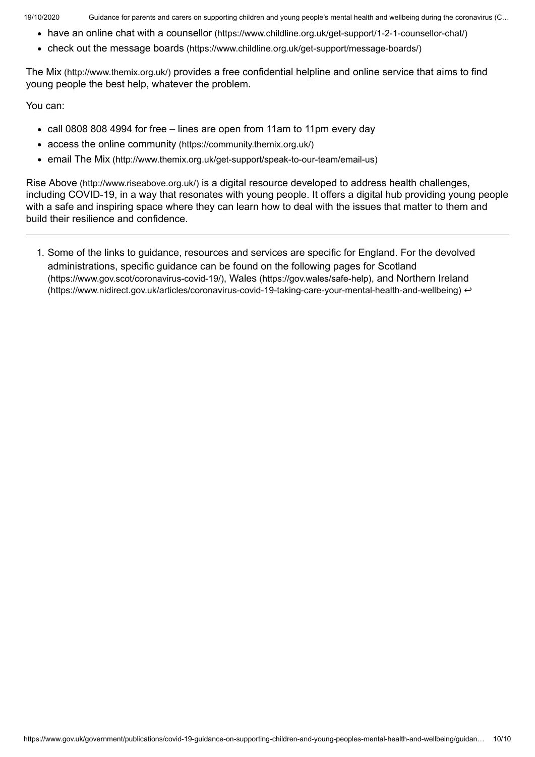- have an online chat with a counsellor (https://www.childline.org.uk/get-support/1-2-1-counsellor-chat/)
- check out the message boards (https://www.childline.org.uk/get-support/message-boards/)

The Mix (http://www.themix.org.uk/) provides a free confidential helpline and online service that aims to find young people the best help, whatever the problem.

You can:

- call 0808 808 4994 for free – lines are open from 11am to 11pm every day
- access the online community (https://community.themix.org.uk/)
- email The Mix (http://www.themix.org.uk/get-support/speak-to-our-team/email-us)

Rise Above (http://www.riseabove.org.uk/) is a digital resource developed to address health challenges, including COVID-19, in a way that resonates with young people. It offers a digital hub providing young people with a safe and inspiring space where they can learn how to deal with the issues that matter to them and build their resilience and confidence.

---

1. Some of the links to guidance, resources and services are specific for England. For the devolved administrations, specific guidance can be found on the following pages for Scotland (https://www.gov.scot/coronavirus-covid-19/), Wales (https://gov.wales/safe-help), and Northern Ireland (https://www.nidirect.gov.uk/articles/coronavirus-covid-19-taking-care-your-mental-health-and-wellbeing) ↩